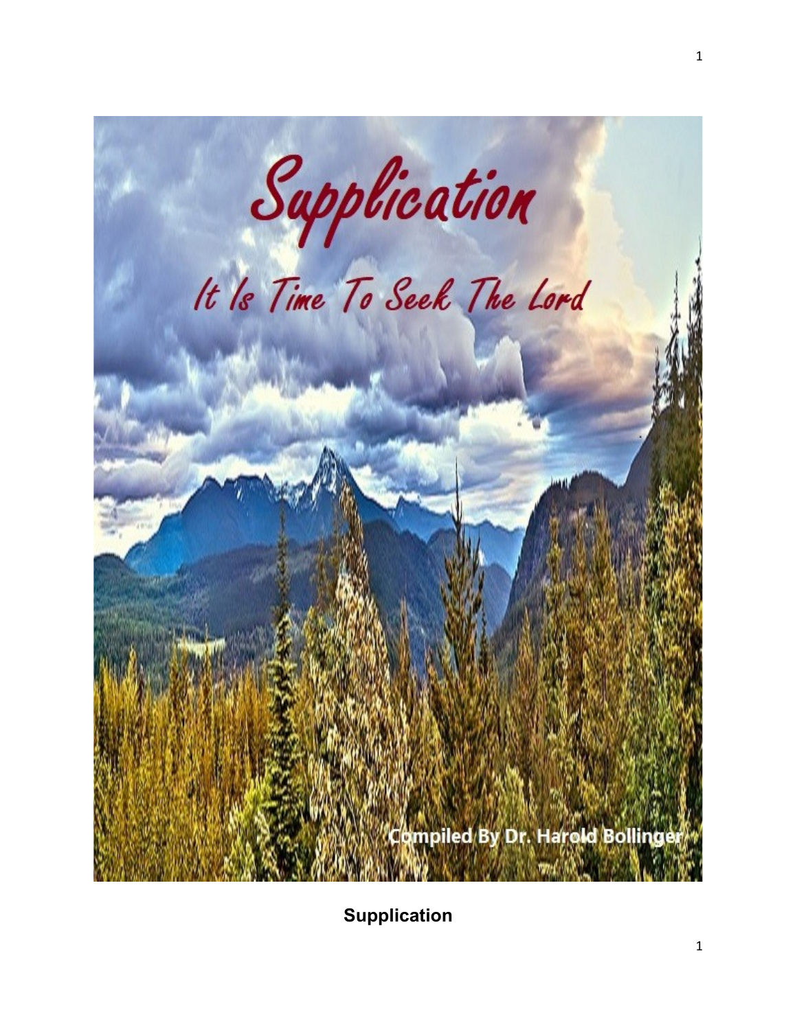# Supplication

## It Is Time To Seek The Lord

Compiled By Dr. Harold Bollinger

**Supplication**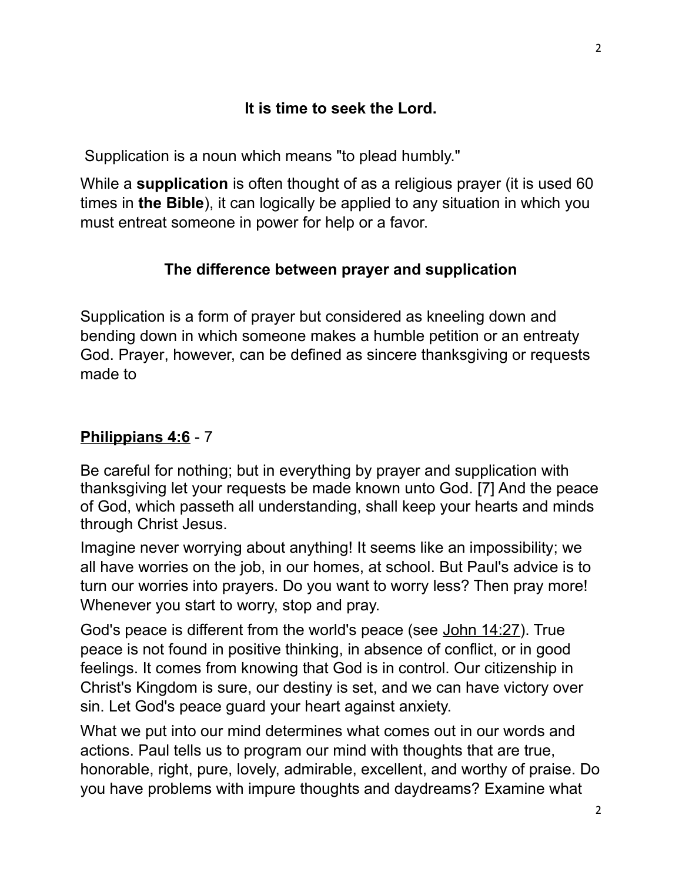## It is time to seek the Lord.

Supplication is a noun which means "to plead humbly."

While a **supplication** is often thought of as a religious prayer (it is used 60 times in **the Bible**), it can logically be applied to any situation in which you must entreat someone in power for help or a favor.

## The difference between prayer and supplication

Supplication is a form of prayer but considered as kneeling down and bending down in which someone makes a humble petition or an entreaty God. Prayer, however, can be defined as sincere thanksgiving or requests made to

### <u>**Philippians 4:6**</u> - 7

Be careful for nothing; but in everything by prayer and supplication with thanksgiving let your requests be made known unto God. [7] And the peace of God, which passeth all understanding, shall keep your hearts and minds through Christ Jesus.

Imagine never worrying about anything! It seems like an impossibility; we all have worries on the job, in our homes, at school. But Paul's advice is to turn our worries into prayers. Do you want to worry less? Then pray more! Whenever you start to worry, stop and pray.

God's peace is different from the world's peace (see <u>John 14:27</u>). True peace is not found in positive thinking, in absence of conflict, or in good feelings. It comes from knowing that God is in control. Our citizenship in Christ's Kingdom is sure, our destiny is set, and we can have victory over sin. Let God's peace guard your heart against anxiety.

What we put into our mind determines what comes out in our words and actions. Paul tells us to program our mind with thoughts that are true, honorable, right, pure, lovely, admirable, excellent, and worthy of praise. Do you have problems with impure thoughts and daydreams? Examine what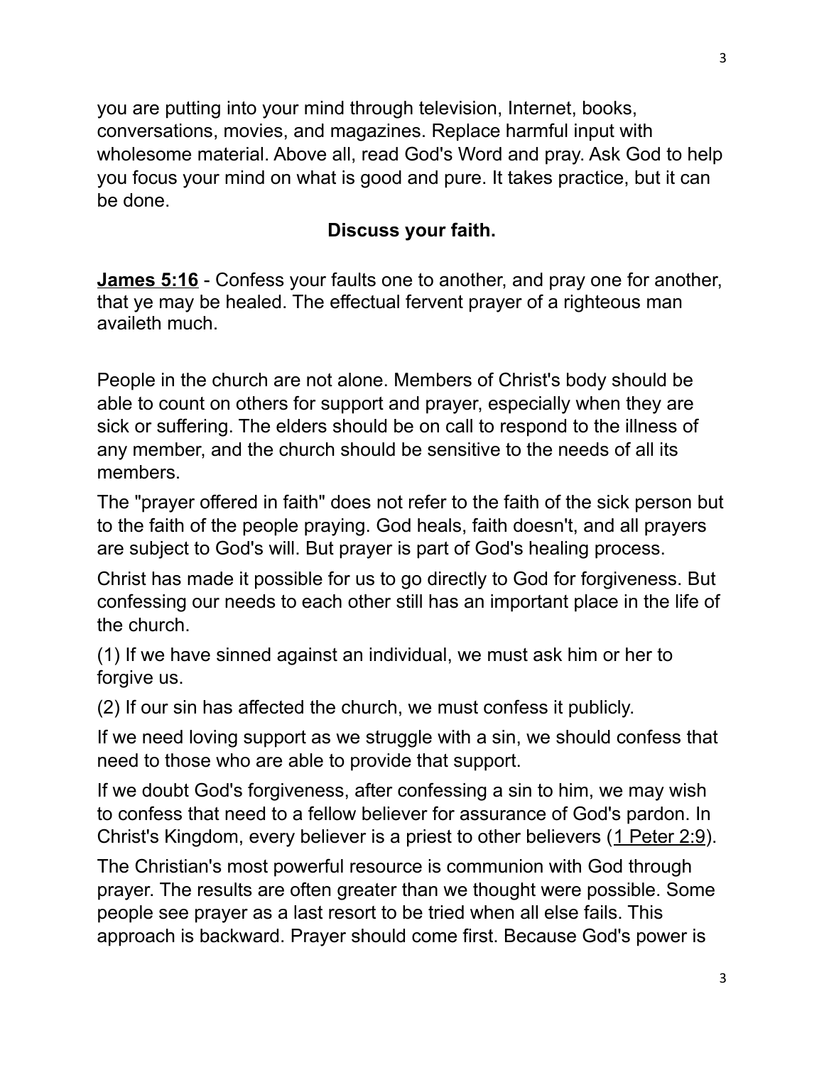you are putting into your mind through television, Internet, books, conversations, movies, and magazines. Replace harmful input with wholesome material. Above all, read God's Word and pray. Ask God to help you focus your mind on what is good and pure. It takes practice, but it can be done.

## Discuss your faith.

**James 5:16** - Confess your faults one to another, and pray one for another, that ye may be healed. The effectual fervent prayer of a righteous man availeth much.

People in the church are not alone. Members of Christ's body should be able to count on others for support and prayer, especially when they are sick or suffering. The elders should be on call to respond to the illness of any member, and the church should be sensitive to the needs of all its members.

The "prayer offered in faith" does not refer to the faith of the sick person but to the faith of the people praying. God heals, faith doesn't, and all prayers are subject to God's will. But prayer is part of God's healing process.

Christ has made it possible for us to go directly to God for forgiveness. But confessing our needs to each other still has an important place in the life of the church.

(1) If we have sinned against an individual, we must ask him or her to forgive us.

(2) If our sin has affected the church, we must confess it publicly.

If we need loving support as we struggle with a sin, we should confess that need to those who are able to provide that support.

If we doubt God's forgiveness, after confessing a sin to him, we may wish to confess that need to a fellow believer for assurance of God's pardon. In Christ's Kingdom, every believer is a priest to other believers (1 Peter 2:9).

The Christian's most powerful resource is communion with God through prayer. The results are often greater than we thought were possible. Some people see prayer as a last resort to be tried when all else fails. This approach is backward. Prayer should come first. Because God's power is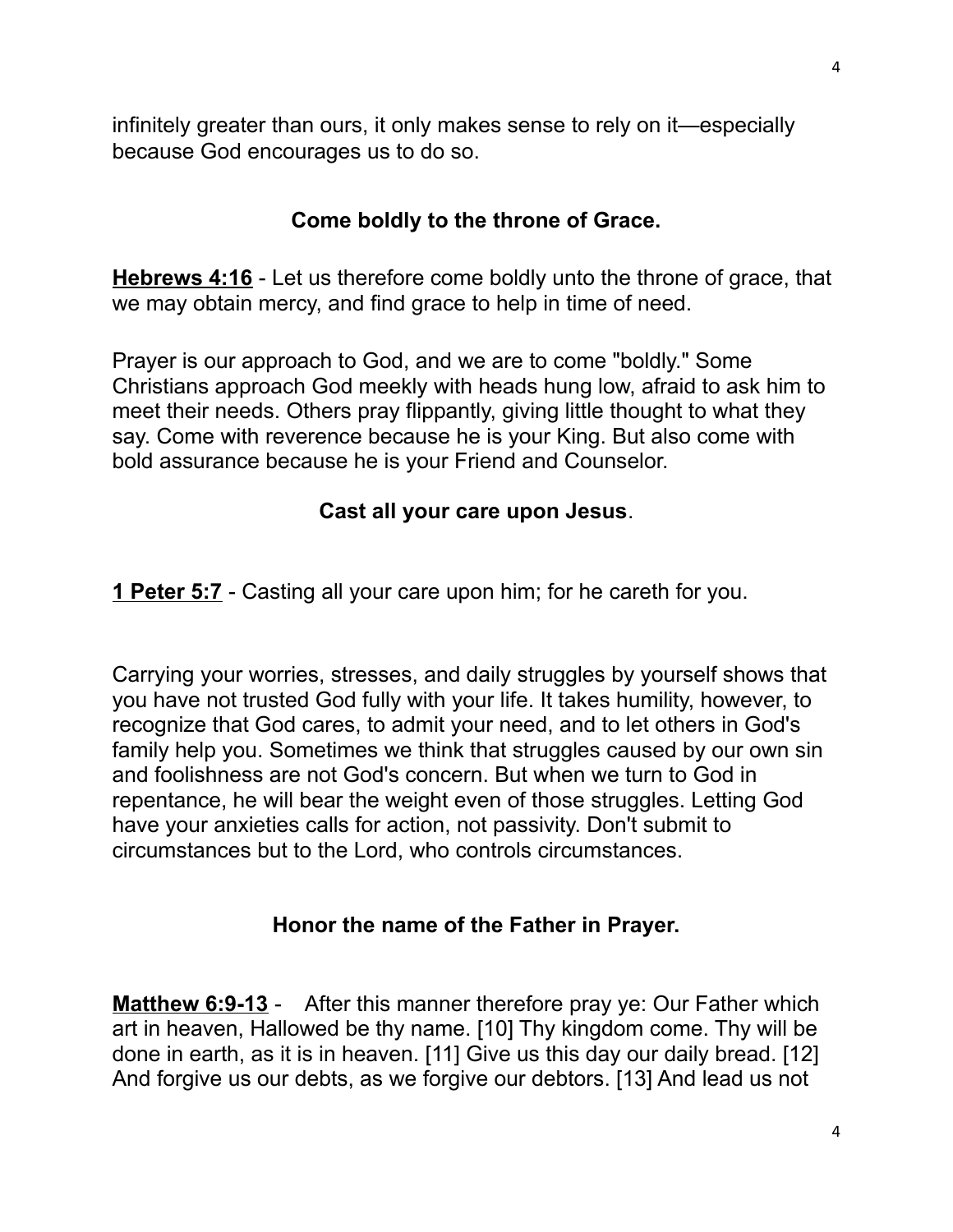infinitely greater than ours, it only makes sense to rely on it—especially because God encourages us to do so.

### Come boldly to the throne of Grace.

**Hebrews 4:16** - Let us therefore come boldly unto the throne of grace, that we may obtain mercy, and find grace to help in time of need.

Prayer is our approach to God, and we are to come "boldly." Some Christians approach God meekly with heads hung low, afraid to ask him to meet their needs. Others pray flippantly, giving little thought to what they say. Come with reverence because he is your King. But also come with bold assurance because he is your Friend and Counselor.

### Cast all your care upon Jesus.

**1 Peter 5:7** - Casting all your care upon him; for he careth for you.

Carrying your worries, stresses, and daily struggles by yourself shows that you have not trusted God fully with your life. It takes humility, however, to recognize that God cares, to admit your need, and to let others in God's family help you. Sometimes we think that struggles caused by our own sin and foolishness are not God's concern. But when we turn to God in repentance, he will bear the weight even of those struggles. Letting God have your anxieties calls for action, not passivity. Don't submit to circumstances but to the Lord, who controls circumstances.

### Honor the name of the Father in Prayer.

**Matthew 6:9-13** - After this manner therefore pray ye: Our Father which art in heaven, Hallowed be thy name. [10] Thy kingdom come. Thy will be done in earth, as it is in heaven. [11] Give us this day our daily bread. [12] And forgive us our debts, as we forgive our debtors. [13] And lead us not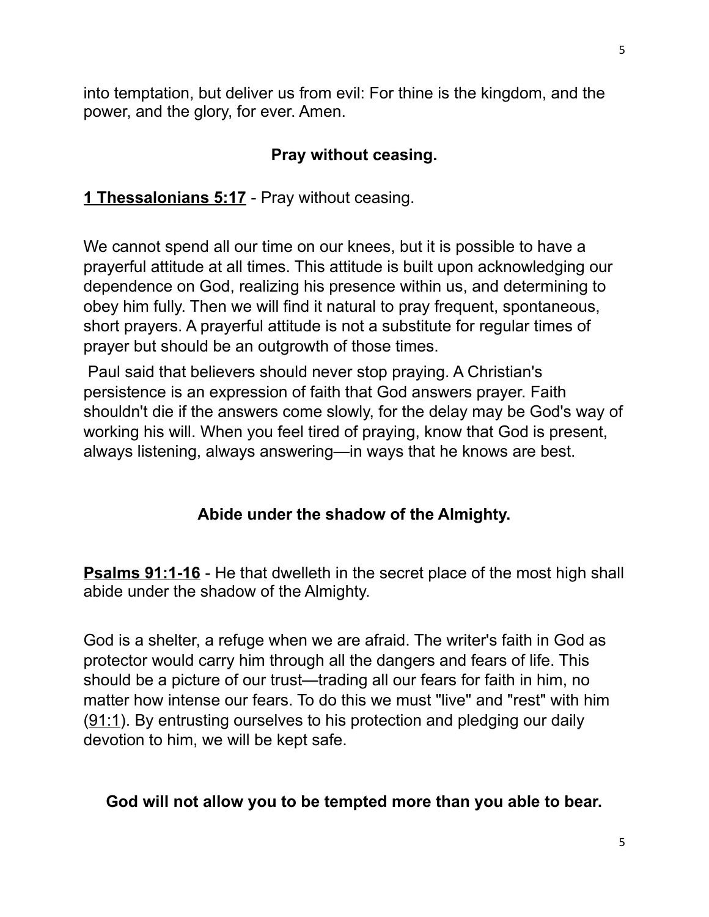into temptation, but deliver us from evil: For thine is the kingdom, and the power, and the glory, for ever. Amen.

## Pray without ceasing.

**1 Thessalonians 5:17** - Pray without ceasing.

We cannot spend all our time on our knees, but it is possible to have a prayerful attitude at all times. This attitude is built upon acknowledging our dependence on God, realizing his presence within us, and determining to obey him fully. Then we will find it natural to pray frequent, spontaneous, short prayers. A prayerful attitude is not a substitute for regular times of prayer but should be an outgrowth of those times.

Paul said that believers should never stop praying. A Christian's persistence is an expression of faith that God answers prayer. Faith shouldn't die if the answers come slowly, for the delay may be God's way of working his will. When you feel tired of praying, know that God is present, always listening, always answering—in ways that he knows are best.

## Abide under the shadow of the Almighty.

**Psalms 91:1-16** - He that dwelleth in the secret place of the most high shall abide under the shadow of the Almighty.

God is a shelter, a refuge when we are afraid. The writer's faith in God as protector would carry him through all the dangers and fears of life. This should be a picture of our trust—trading all our fears for faith in him, no matter how intense our fears. To do this we must "live" and "rest" with him (91:1). By entrusting ourselves to his protection and pledging our daily devotion to him, we will be kept safe.

## God will not allow you to be tempted more than you able to bear.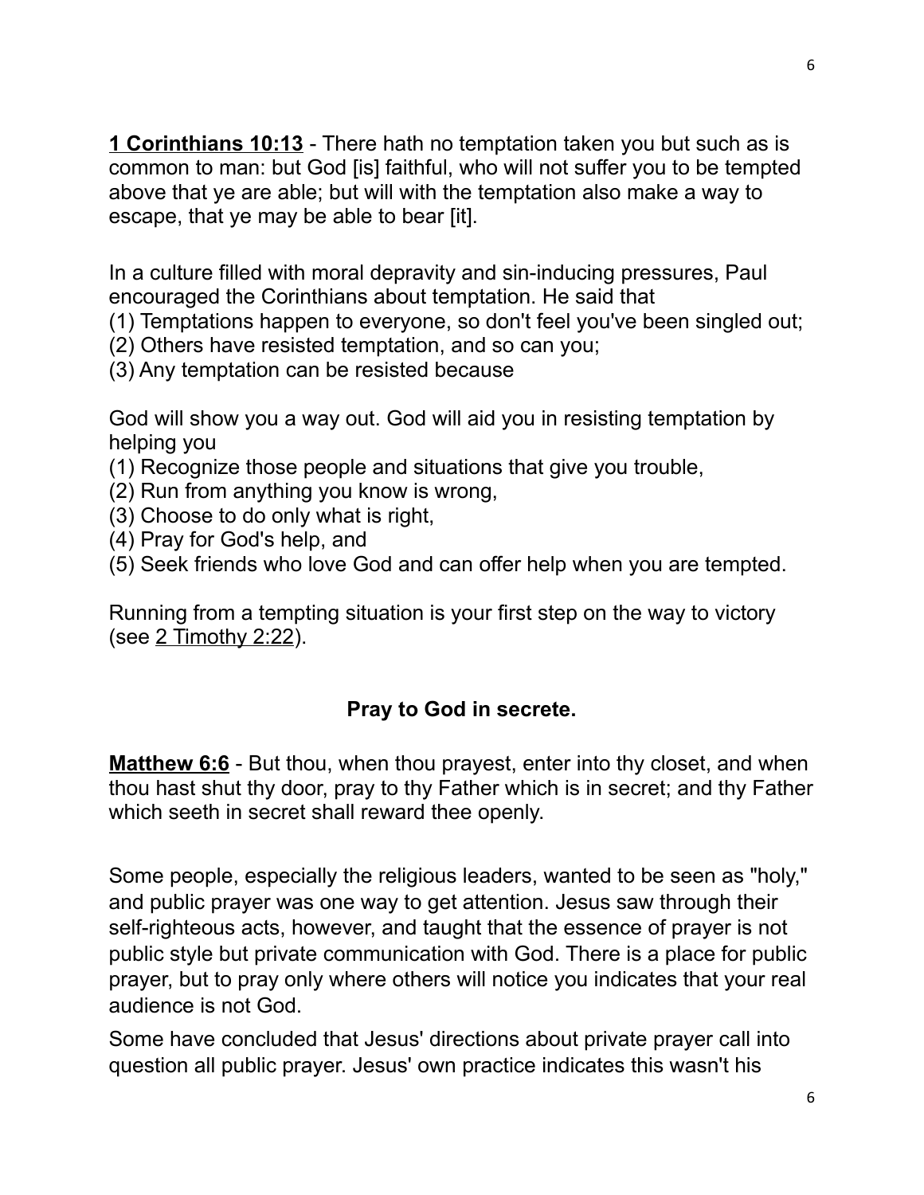**1 Corinthians 10:13** - There hath no temptation taken you but such as is common to man: but God [is] faithful, who will not suffer you to be tempted above that ye are able; but will with the temptation also make a way to escape, that ye may be able to bear [it].

In a culture filled with moral depravity and sin-inducing pressures, Paul encouraged the Corinthians about temptation. He said that
(1) Temptations happen to everyone, so don't feel you've been singled out;
(2) Others have resisted temptation, and so can you;
(3) Any temptation can be resisted because

God will show you a way out. God will aid you in resisting temptation by helping you
(1) Recognize those people and situations that give you trouble,
(2) Run from anything you know is wrong,
(3) Choose to do only what is right,
(4) Pray for God's help, and
(5) Seek friends who love God and can offer help when you are tempted.

Running from a tempting situation is your first step on the way to victory (see 2 Timothy 2:22).

**Pray to God in secrete.**

**Matthew 6:6** - But thou, when thou prayest, enter into thy closet, and when thou hast shut thy door, pray to thy Father which is in secret; and thy Father which seeth in secret shall reward thee openly.

Some people, especially the religious leaders, wanted to be seen as "holy," and public prayer was one way to get attention. Jesus saw through their self-righteous acts, however, and taught that the essence of prayer is not public style but private communication with God. There is a place for public prayer, but to pray only where others will notice you indicates that your real audience is not God.

Some have concluded that Jesus' directions about private prayer call into question all public prayer. Jesus' own practice indicates this wasn't his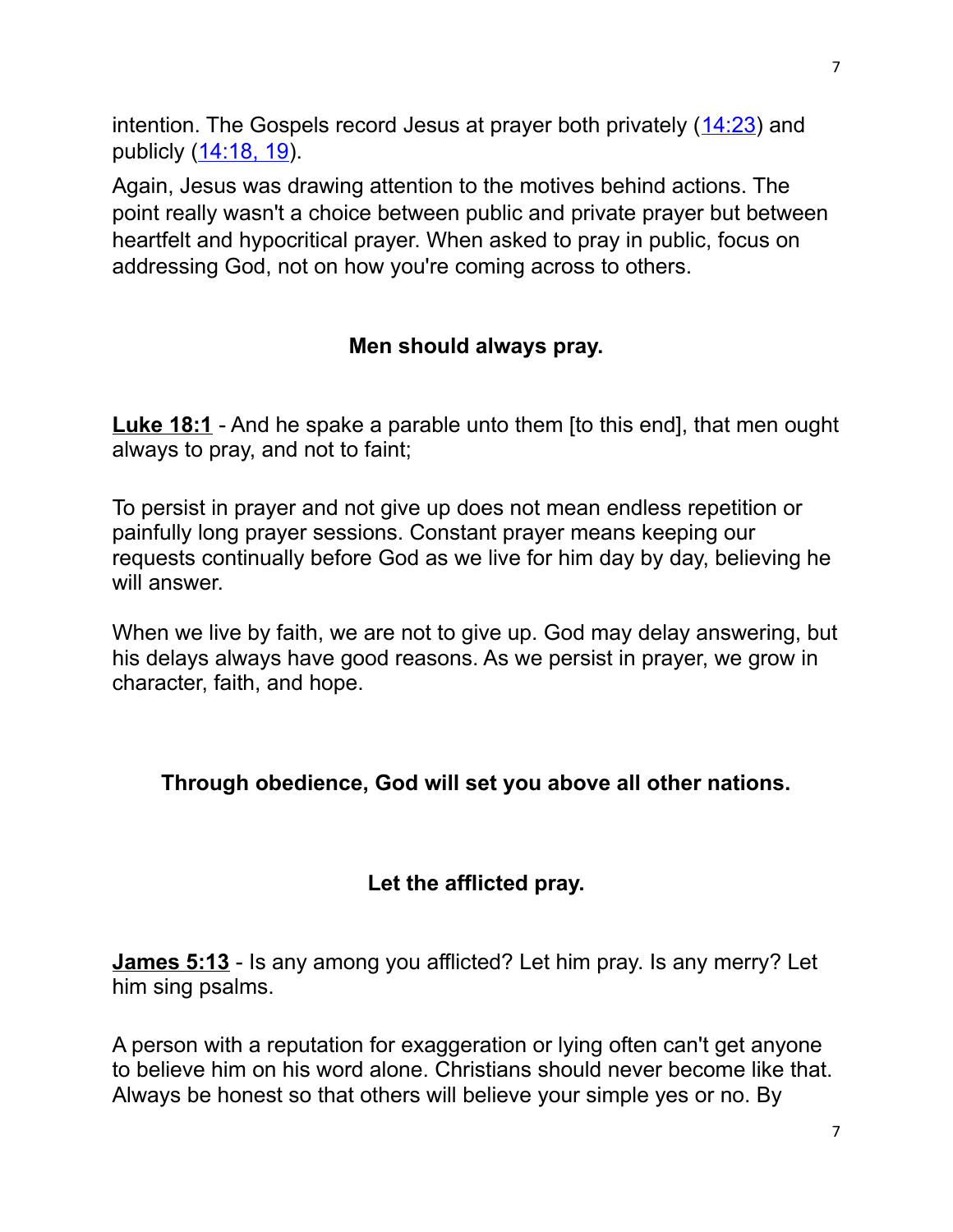intention. The Gospels record Jesus at prayer both privately ([14:23]) and publicly ([14:18, 19]).

Again, Jesus was drawing attention to the motives behind actions. The point really wasn't a choice between public and private prayer but between heartfelt and hypocritical prayer. When asked to pray in public, focus on addressing God, not on how you're coming across to others.

## Men should always pray.

**Luke 18:1** - And he spake a parable unto them [to this end], that men ought always to pray, and not to faint;

To persist in prayer and not give up does not mean endless repetition or painfully long prayer sessions. Constant prayer means keeping our requests continually before God as we live for him day by day, believing he will answer.

When we live by faith, we are not to give up. God may delay answering, but his delays always have good reasons. As we persist in prayer, we grow in character, faith, and hope.

## Through obedience, God will set you above all other nations.

## Let the afflicted pray.

**James 5:13** - Is any among you afflicted? Let him pray. Is any merry? Let him sing psalms.

A person with a reputation for exaggeration or lying often can't get anyone to believe him on his word alone. Christians should never become like that. Always be honest so that others will believe your simple yes or no. By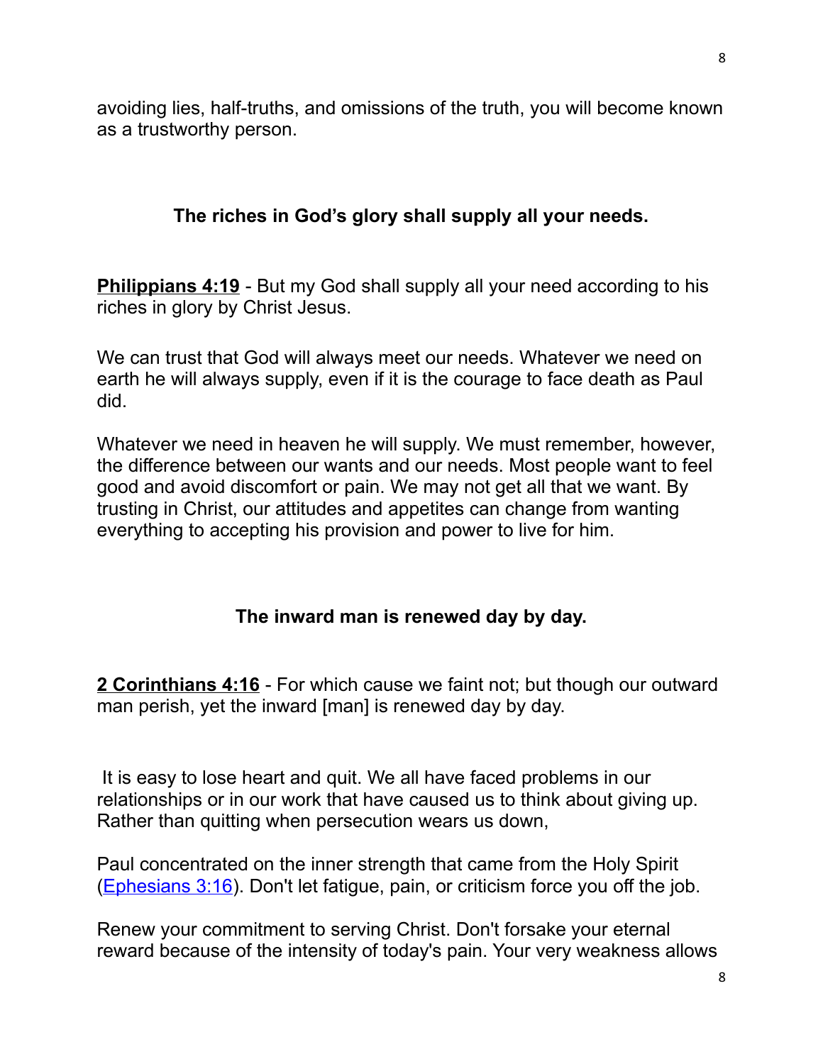avoiding lies, half-truths, and omissions of the truth, you will become known as a trustworthy person.

**The riches in God's glory shall supply all your needs.**

**Philippians 4:19** - But my God shall supply all your need according to his riches in glory by Christ Jesus.

We can trust that God will always meet our needs. Whatever we need on earth he will always supply, even if it is the courage to face death as Paul did.

Whatever we need in heaven he will supply. We must remember, however, the difference between our wants and our needs. Most people want to feel good and avoid discomfort or pain. We may not get all that we want. By trusting in Christ, our attitudes and appetites can change from wanting everything to accepting his provision and power to live for him.

**The inward man is renewed day by day.**

**2 Corinthians 4:16** - For which cause we faint not; but though our outward man perish, yet the inward [man] is renewed day by day.

It is easy to lose heart and quit. We all have faced problems in our relationships or in our work that have caused us to think about giving up. Rather than quitting when persecution wears us down,

Paul concentrated on the inner strength that came from the Holy Spirit (Ephesians 3:16). Don't let fatigue, pain, or criticism force you off the job.

Renew your commitment to serving Christ. Don't forsake your eternal reward because of the intensity of today's pain. Your very weakness allows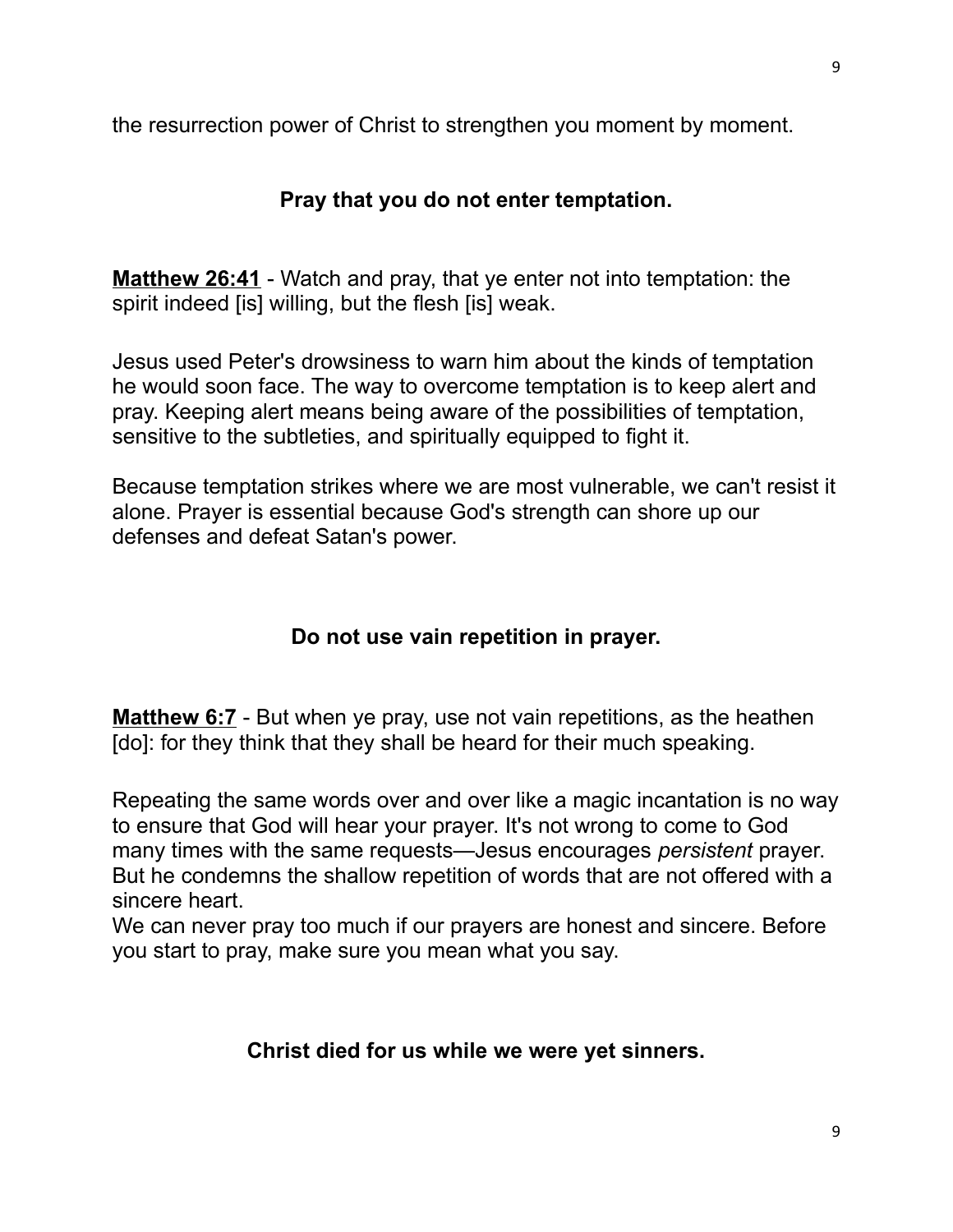the resurrection power of Christ to strengthen you moment by moment.

## Pray that you do not enter temptation.

**Matthew 26:41** - Watch and pray, that ye enter not into temptation: the spirit indeed [is] willing, but the flesh [is] weak.

Jesus used Peter's drowsiness to warn him about the kinds of temptation he would soon face. The way to overcome temptation is to keep alert and pray. Keeping alert means being aware of the possibilities of temptation, sensitive to the subtleties, and spiritually equipped to fight it.

Because temptation strikes where we are most vulnerable, we can't resist it alone. Prayer is essential because God's strength can shore up our defenses and defeat Satan's power.

## Do not use vain repetition in prayer.

**Matthew 6:7** - But when ye pray, use not vain repetitions, as the heathen [do]: for they think that they shall be heard for their much speaking.

Repeating the same words over and over like a magic incantation is no way to ensure that God will hear your prayer. It's not wrong to come to God many times with the same requests—Jesus encourages *persistent* prayer. But he condemns the shallow repetition of words that are not offered with a sincere heart.
We can never pray too much if our prayers are honest and sincere. Before you start to pray, make sure you mean what you say.

## Christ died for us while we were yet sinners.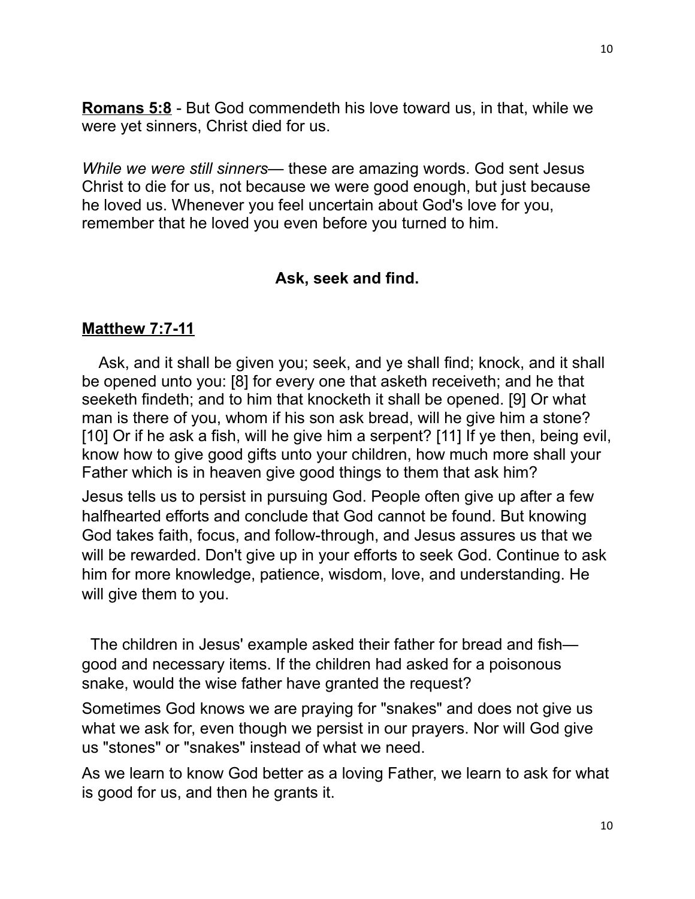**<u>Romans 5:8</u>** - But God commendeth his love toward us, in that, while we were yet sinners, Christ died for us.

*While we were still sinners*— these are amazing words. God sent Jesus Christ to die for us, not because we were good enough, but just because he loved us. Whenever you feel uncertain about God's love for you, remember that he loved you even before you turned to him.

**Ask, seek and find.**

**<u>Matthew 7:7-11</u>**

Ask, and it shall be given you; seek, and ye shall find; knock, and it shall be opened unto you: [8] for every one that asketh receiveth; and he that seeketh findeth; and to him that knocketh it shall be opened. [9] Or what man is there of you, whom if his son ask bread, will he give him a stone? [10] Or if he ask a fish, will he give him a serpent? [11] If ye then, being evil, know how to give good gifts unto your children, how much more shall your Father which is in heaven give good things to them that ask him?

Jesus tells us to persist in pursuing God. People often give up after a few halfhearted efforts and conclude that God cannot be found. But knowing God takes faith, focus, and follow-through, and Jesus assures us that we will be rewarded. Don't give up in your efforts to seek God. Continue to ask him for more knowledge, patience, wisdom, love, and understanding. He will give them to you.

The children in Jesus' example asked their father for bread and fish— good and necessary items. If the children had asked for a poisonous snake, would the wise father have granted the request?

Sometimes God knows we are praying for "snakes" and does not give us what we ask for, even though we persist in our prayers. Nor will God give us "stones" or "snakes" instead of what we need.

As we learn to know God better as a loving Father, we learn to ask for what is good for us, and then he grants it.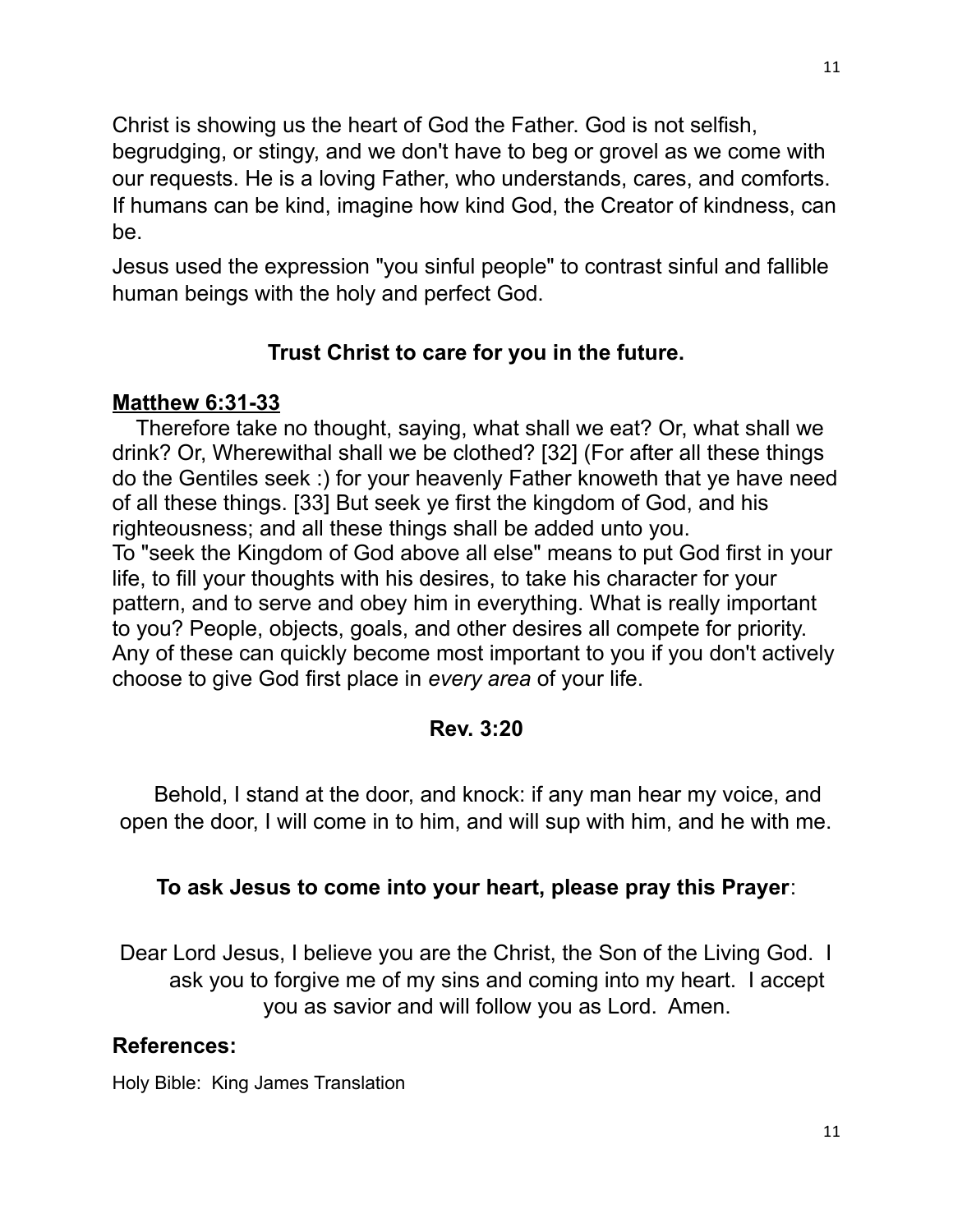Christ is showing us the heart of God the Father. God is not selfish, begrudging, or stingy, and we don't have to beg or grovel as we come with our requests. He is a loving Father, who understands, cares, and comforts. If humans can be kind, imagine how kind God, the Creator of kindness, can be.

Jesus used the expression "you sinful people" to contrast sinful and fallible human beings with the holy and perfect God.

**Trust Christ to care for you in the future.**

**Matthew 6:31-33**

Therefore take no thought, saying, what shall we eat? Or, what shall we drink? Or, Wherewithal shall we be clothed? [32] (For after all these things do the Gentiles seek :) for your heavenly Father knoweth that ye have need of all these things. [33] But seek ye first the kingdom of God, and his righteousness; and all these things shall be added unto you.
To "seek the Kingdom of God above all else" means to put God first in your life, to fill your thoughts with his desires, to take his character for your pattern, and to serve and obey him in everything. What is really important to you? People, objects, goals, and other desires all compete for priority. Any of these can quickly become most important to you if you don't actively choose to give God first place in *every area* of your life.

**Rev. 3:20**

Behold, I stand at the door, and knock: if any man hear my voice, and open the door, I will come in to him, and will sup with him, and he with me.

**To ask Jesus to come into your heart, please pray this Prayer**:

Dear Lord Jesus, I believe you are the Christ, the Son of the Living God. I ask you to forgive me of my sins and coming into my heart. I accept you as savior and will follow you as Lord. Amen.

**References:**

Holy Bible: King James Translation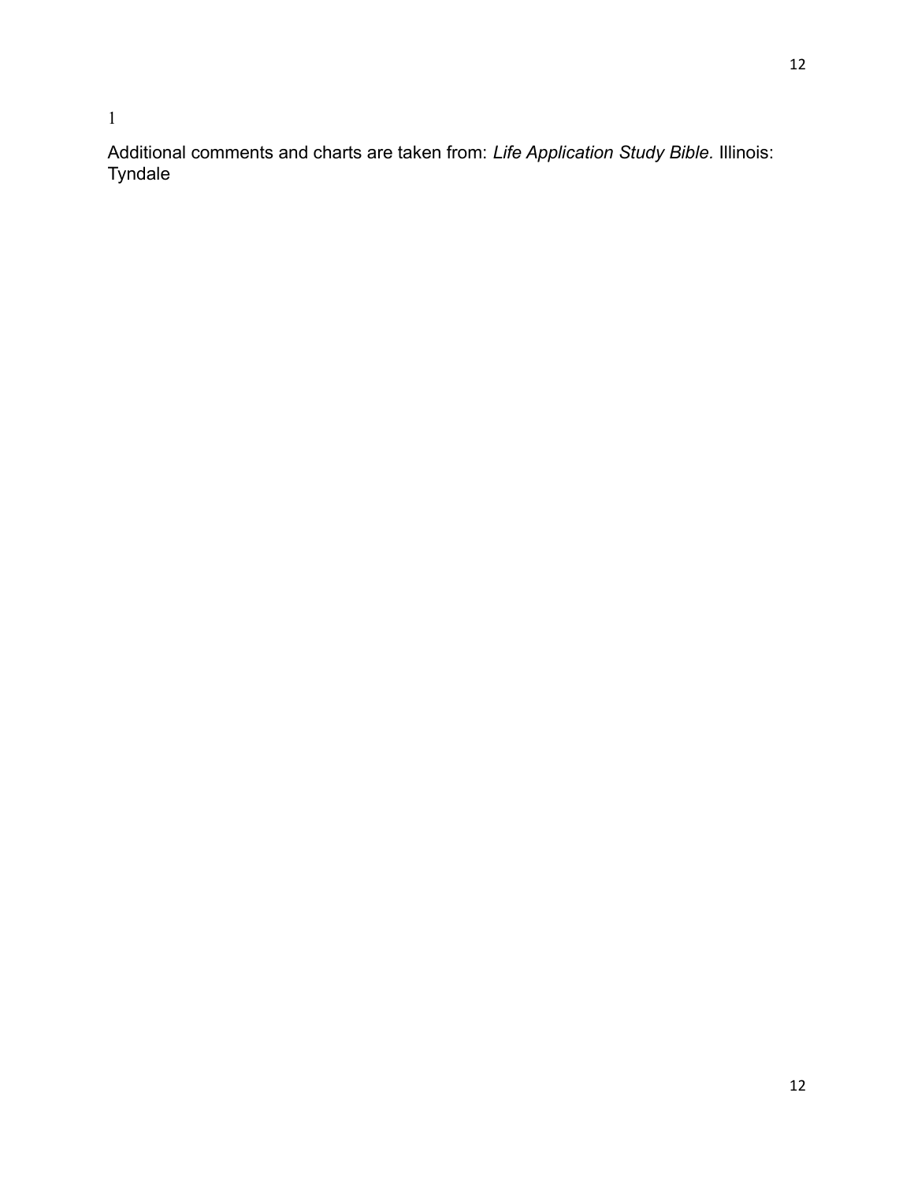[1]

Additional comments and charts are taken from: *Life Application Study Bible.* Illinois: Tyndale